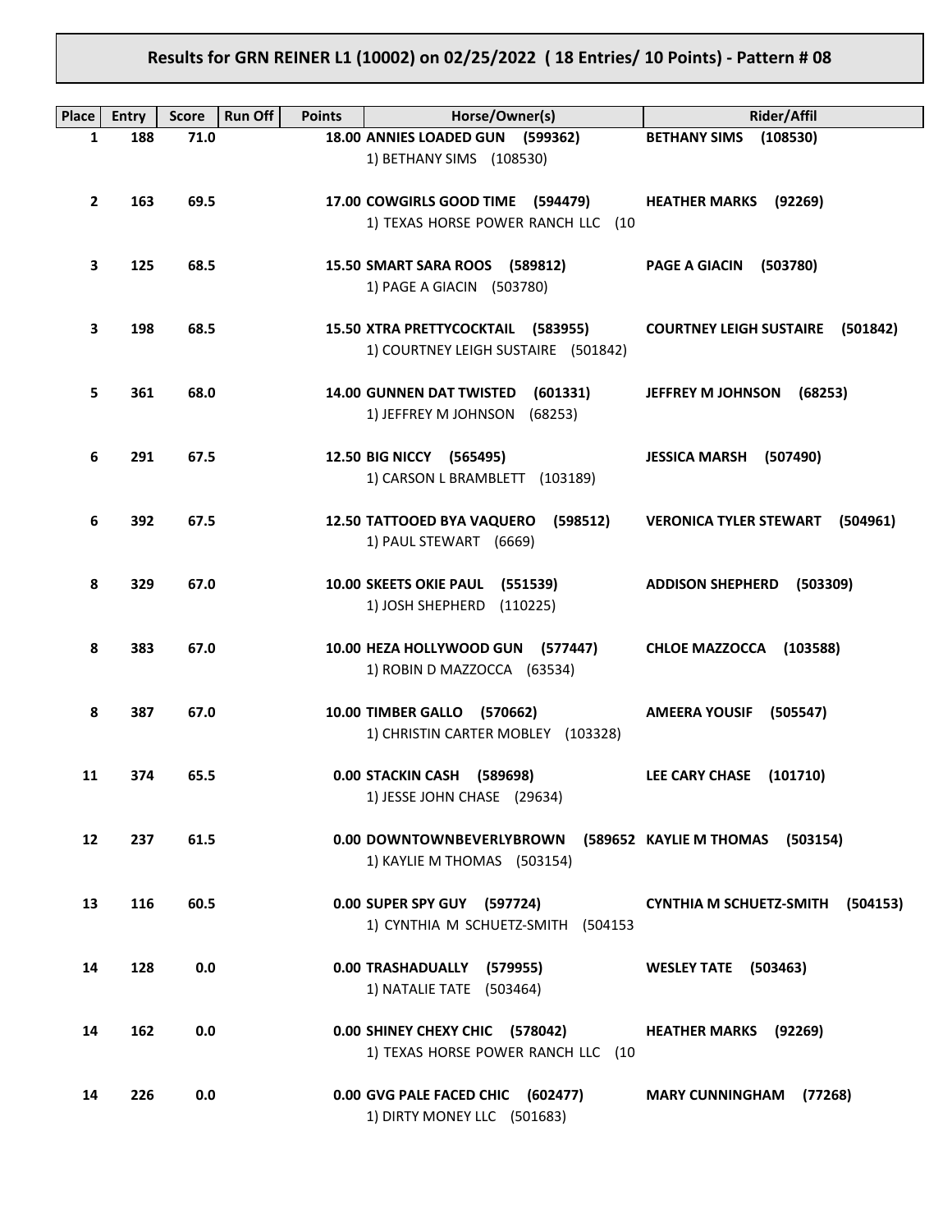# Results for GRN REINER L1 (10002) on 02/25/2022 ( 18 Entries/ 10 Points) - Pattern # 08

| Place | Entry | Score | Run Off | Points | Horse/Owner(s) | Rider/Affil |
|---|---|---|---|---|---|---|
| 1 | 188 | 71.0 | | 18.00 | **ANNIES LOADED GUN (599362)**<br>1) BETHANY SIMS (108530) | **BETHANY SIMS (108530)** |
| 2 | 163 | 69.5 | | 17.00 | **COWGIRLS GOOD TIME (594479)**<br>1) TEXAS HORSE POWER RANCH LLC (10 | **HEATHER MARKS (92269)** |
| 3 | 125 | 68.5 | | 15.50 | **SMART SARA ROOS (589812)**<br>1) PAGE A GIACIN (503780) | **PAGE A GIACIN (503780)** |
| 3 | 198 | 68.5 | | 15.50 | **XTRA PRETTYCOCKTAIL (583955)**<br>1) COURTNEY LEIGH SUSTAIRE (501842) | **COURTNEY LEIGH SUSTAIRE (501842)** |
| 5 | 361 | 68.0 | | 14.00 | **GUNNEN DAT TWISTED (601331)**<br>1) JEFFREY M JOHNSON (68253) | **JEFFREY M JOHNSON (68253)** |
| 6 | 291 | 67.5 | | 12.50 | **BIG NICCY (565495)**<br>1) CARSON L BRAMBLETT (103189) | **JESSICA MARSH (507490)** |
| 6 | 392 | 67.5 | | 12.50 | **TATTOOED BYA VAQUERO (598512)**<br>1) PAUL STEWART (6669) | **VERONICA TYLER STEWART (504961)** |
| 8 | 329 | 67.0 | | 10.00 | **SKEETS OKIE PAUL (551539)**<br>1) JOSH SHEPHERD (110225) | **ADDISON SHEPHERD (503309)** |
| 8 | 383 | 67.0 | | 10.00 | **HEZA HOLLYWOOD GUN (577447)**<br>1) ROBIN D MAZZOCCA (63534) | **CHLOE MAZZOCCA (103588)** |
| 8 | 387 | 67.0 | | 10.00 | **TIMBER GALLO (570662)**<br>1) CHRISTIN CARTER MOBLEY (103328) | **AMEERA YOUSIF (505547)** |
| 11 | 374 | 65.5 | | 0.00 | **STACKIN CASH (589698)**<br>1) JESSE JOHN CHASE (29634) | **LEE CARY CHASE (101710)** |
| 12 | 237 | 61.5 | | 0.00 | **DOWNTOWNBEVERLYBROWN (589652**<br>1) KAYLIE M THOMAS (503154) | **KAYLIE M THOMAS (503154)** |
| 13 | 116 | 60.5 | | 0.00 | **SUPER SPY GUY (597724)**<br>1) CYNTHIA M SCHUETZ-SMITH (504153 | **CYNTHIA M SCHUETZ-SMITH (504153)** |
| 14 | 128 | 0.0 | | 0.00 | **TRASHADUALLY (579955)**<br>1) NATALIE TATE (503464) | **WESLEY TATE (503463)** |
| 14 | 162 | 0.0 | | 0.00 | **SHINEY CHEXY CHIC (578042)**<br>1) TEXAS HORSE POWER RANCH LLC (10 | **HEATHER MARKS (92269)** |
| 14 | 226 | 0.0 | | 0.00 | **GVG PALE FACED CHIC (602477)**<br>1) DIRTY MONEY LLC (501683) | **MARY CUNNINGHAM (77268)** |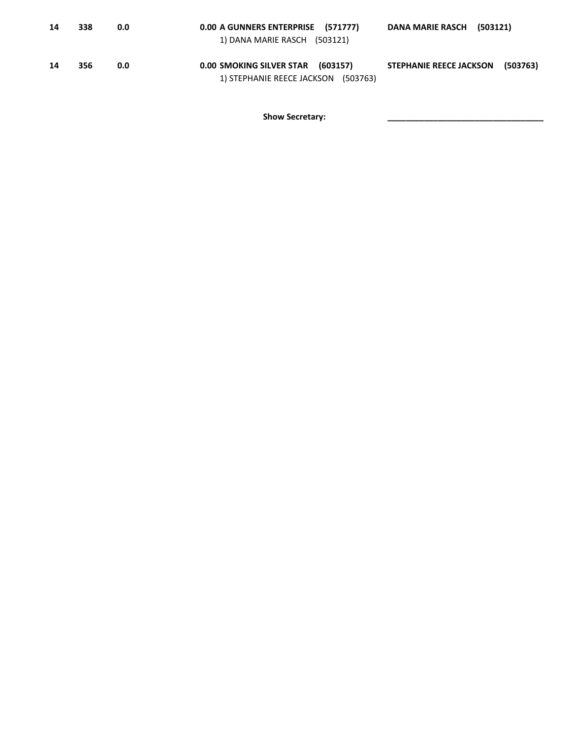| | | | | |
|---|---|---|---|---|
| **14** | **338** | **0.0** | **0.00 A GUNNERS ENTERPRISE (571777)**<br>1) DANA MARIE RASCH (503121) | **DANA MARIE RASCH (503121)** |
| **14** | **356** | **0.0** | **0.00 SMOKING SILVER STAR (603157)**<br>1) STEPHANIE REECE JACKSON (503763) | **STEPHANIE REECE JACKSON (503763)** |

**Show Secretary:** ________________________________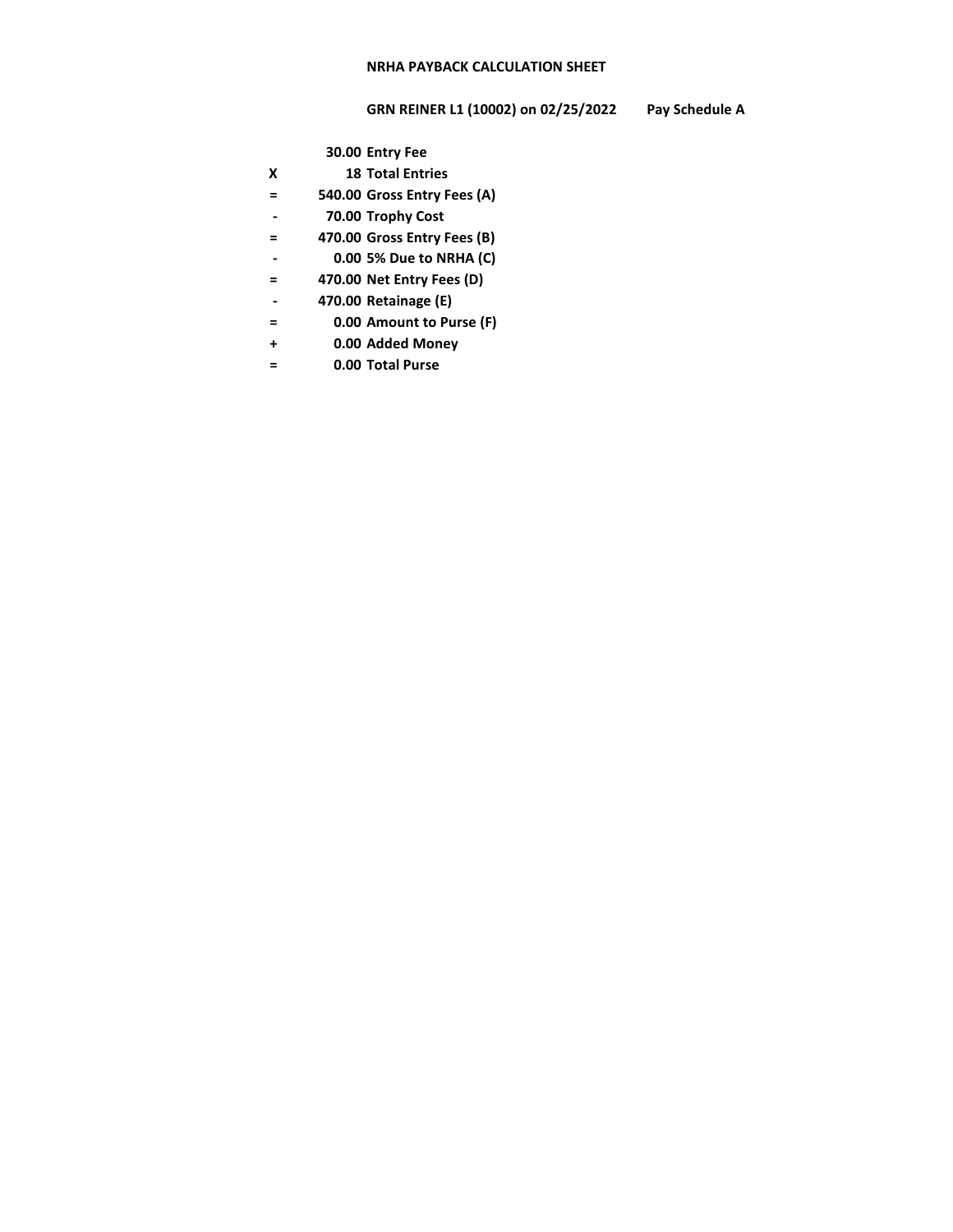**NRHA PAYBACK CALCULATION SHEET**

**GRN REINER L1 (10002) on 02/25/2022 Pay Schedule A**

| | | |
|---|---|---|
| | 30.00 | Entry Fee |
| X | 18 | Total Entries |
| = | 540.00 | Gross Entry Fees (A) |
| - | 70.00 | Trophy Cost |
| = | 470.00 | Gross Entry Fees (B) |
| - | 0.00 | 5% Due to NRHA (C) |
| = | 470.00 | Net Entry Fees (D) |
| - | 470.00 | Retainage (E) |
| = | 0.00 | Amount to Purse (F) |
| + | 0.00 | Added Money |
| = | 0.00 | Total Purse |